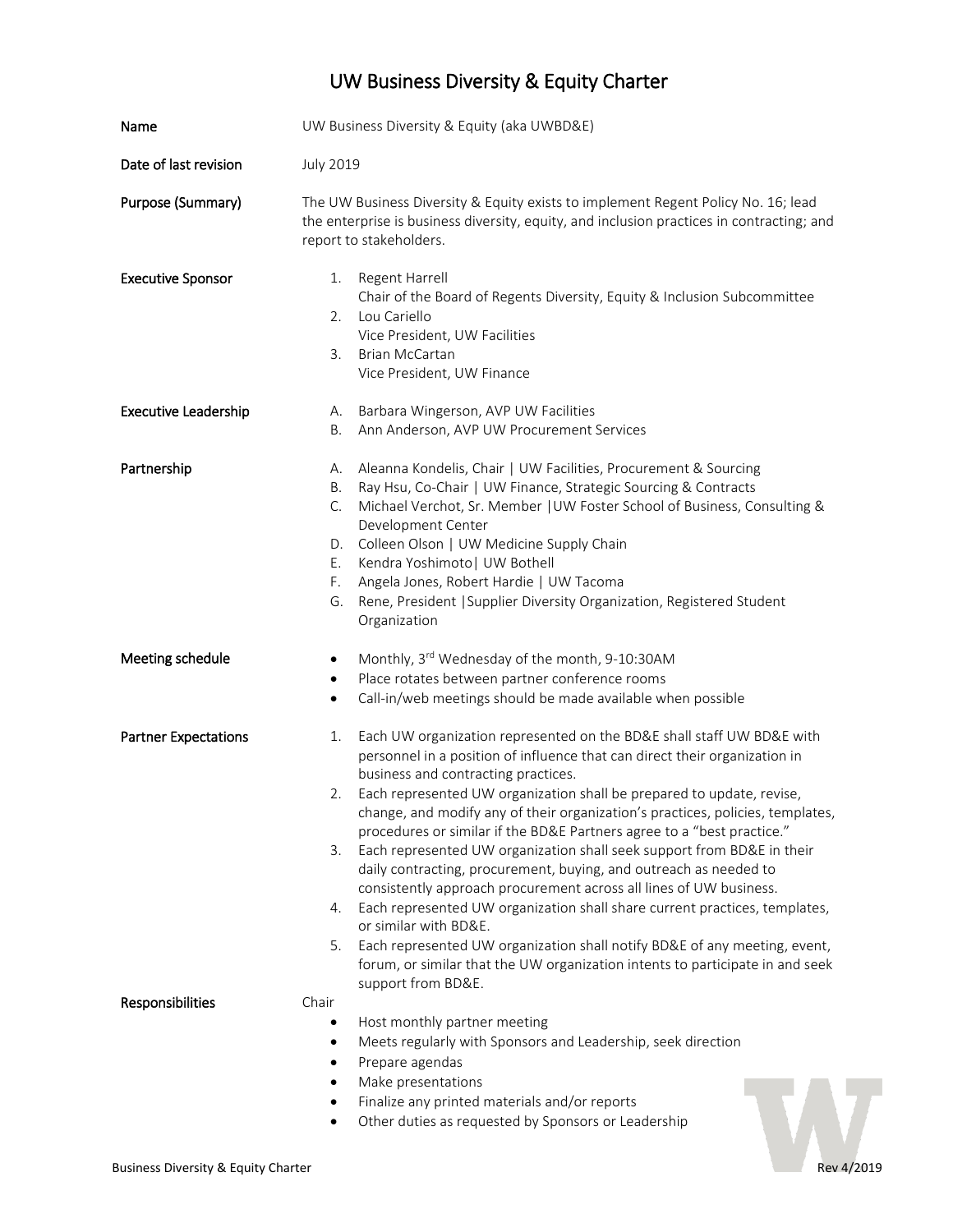# UW Business Diversity & Equity Charter

**Name**

UW Business Diversity & Equity (aka UWBD&E)

**Date of last revision**

July 2019

**Purpose (Summary)**

The UW Business Diversity & Equity exists to implement Regent Policy No. 16; lead the enterprise is business diversity, equity, and inclusion practices in contracting; and report to stakeholders.

**Executive Sponsor**

1. Regent Harrell
   Chair of the Board of Regents Diversity, Equity & Inclusion Subcommittee
2. Lou Cariello
   Vice President, UW Facilities
3. Brian McCartan
   Vice President, UW Finance

**Executive Leadership**

A. Barbara Wingerson, AVP UW Facilities
B. Ann Anderson, AVP UW Procurement Services

**Partnership**

A. Aleanna Kondelis, Chair | UW Facilities, Procurement & Sourcing
B. Ray Hsu, Co-Chair | UW Finance, Strategic Sourcing & Contracts
C. Michael Verchot, Sr. Member |UW Foster School of Business, Consulting & Development Center
D. Colleen Olson | UW Medicine Supply Chain
E. Kendra Yoshimoto| UW Bothell
F. Angela Jones, Robert Hardie | UW Tacoma
G. Rene, President |Supplier Diversity Organization, Registered Student Organization

**Meeting schedule**

- Monthly, 3rd Wednesday of the month, 9-10:30AM
- Place rotates between partner conference rooms
- Call-in/web meetings should be made available when possible

**Partner Expectations**

1. Each UW organization represented on the BD&E shall staff UW BD&E with personnel in a position of influence that can direct their organization in business and contracting practices.
2. Each represented UW organization shall be prepared to update, revise, change, and modify any of their organization's practices, policies, templates, procedures or similar if the BD&E Partners agree to a "best practice."
3. Each represented UW organization shall seek support from BD&E in their daily contracting, procurement, buying, and outreach as needed to consistently approach procurement across all lines of UW business.
4. Each represented UW organization shall share current practices, templates, or similar with BD&E.
5. Each represented UW organization shall notify BD&E of any meeting, event, forum, or similar that the UW organization intents to participate in and seek support from BD&E.

**Responsibilities**

Chair

- Host monthly partner meeting
- Meets regularly with Sponsors and Leadership, seek direction
- Prepare agendas
- Make presentations
- Finalize any printed materials and/or reports
- Other duties as requested by Sponsors or Leadership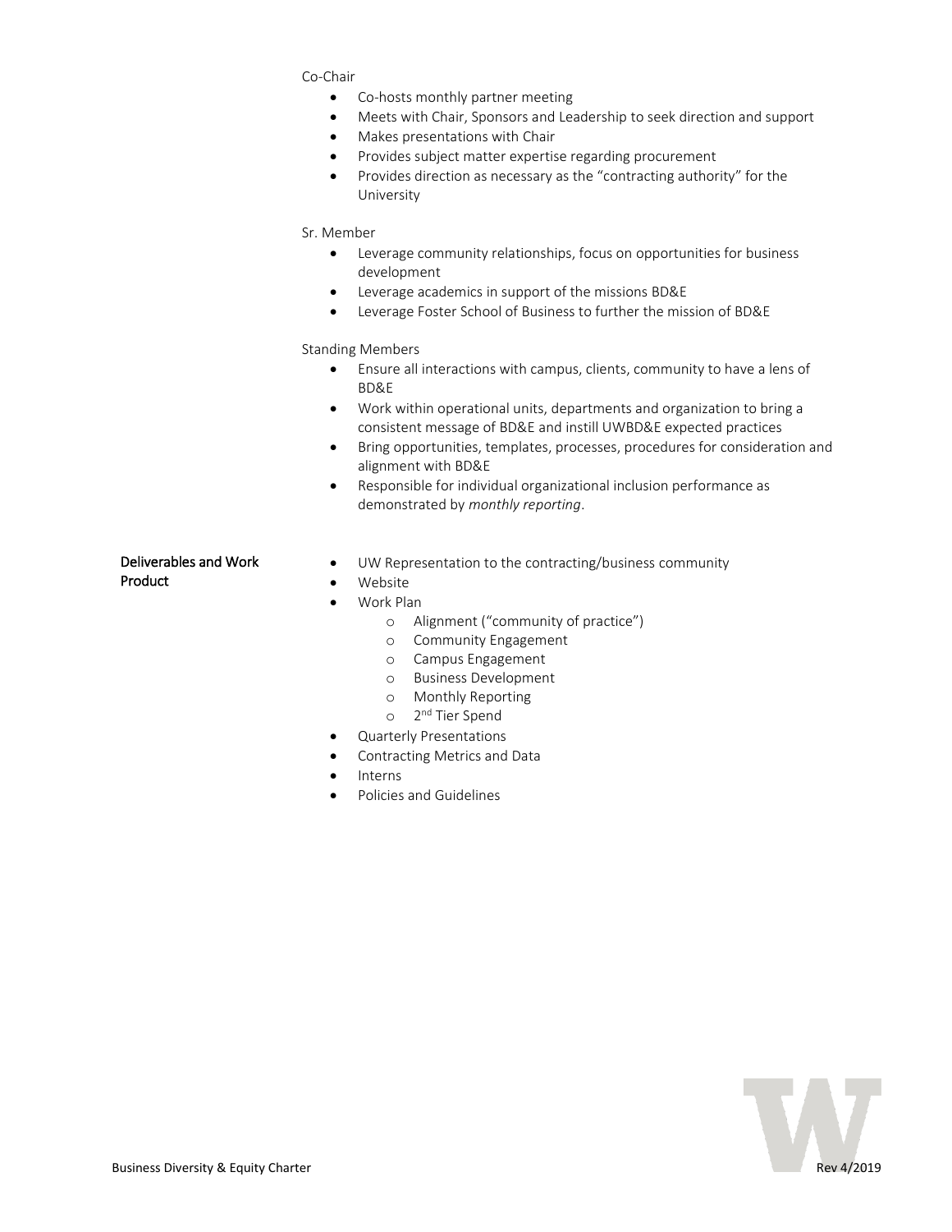Co-Chair

- Co-hosts monthly partner meeting
- Meets with Chair, Sponsors and Leadership to seek direction and support
- Makes presentations with Chair
- Provides subject matter expertise regarding procurement
- Provides direction as necessary as the "contracting authority" for the University

Sr. Member

- Leverage community relationships, focus on opportunities for business development
- Leverage academics in support of the missions BD&E
- Leverage Foster School of Business to further the mission of BD&E

Standing Members

- Ensure all interactions with campus, clients, community to have a lens of BD&E
- Work within operational units, departments and organization to bring a consistent message of BD&E and instill UWBD&E expected practices
- Bring opportunities, templates, processes, procedures for consideration and alignment with BD&E
- Responsible for individual organizational inclusion performance as demonstrated by *monthly reporting*.

**Deliverables and Work Product**

- UW Representation to the contracting/business community
- Website
- Work Plan
  - Alignment ("community of practice")
  - Community Engagement
  - Campus Engagement
  - Business Development
  - Monthly Reporting
  - 2nd Tier Spend
- Quarterly Presentations
- Contracting Metrics and Data
- Interns
- Policies and Guidelines